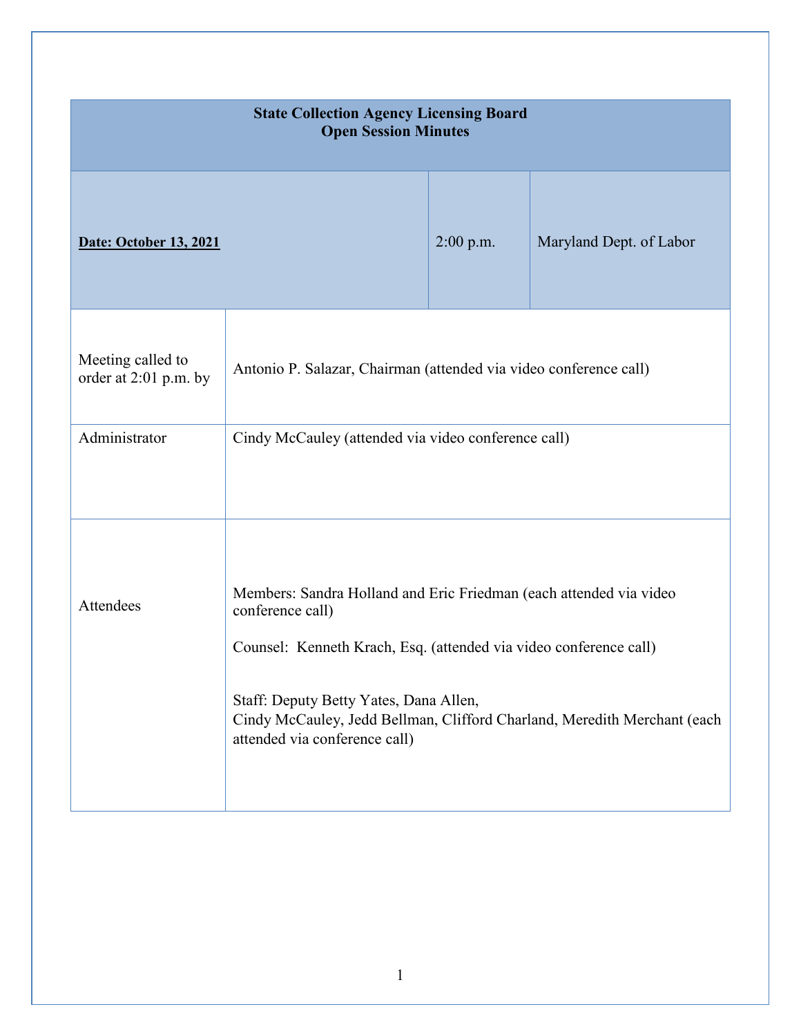| **State Collection Agency Licensing Board**<br>**Open Session Minutes** | | |
|---|---|---|
| **Date: October 13, 2021** | 2:00 p.m. | Maryland Dept. of Labor |

| | |
|---|---|
| Meeting called to order at 2:01 p.m. by | Antonio P. Salazar, Chairman (attended via video conference call) |
| Administrator | Cindy McCauley (attended via video conference call) |
| Attendees | Members: Sandra Holland and Eric Friedman (each attended via video conference call)<br><br>Counsel: Kenneth Krach, Esq. (attended via video conference call)<br><br>Staff: Deputy Betty Yates, Dana Allen, Cindy McCauley, Jedd Bellman, Clifford Charland, Meredith Merchant (each attended via conference call) |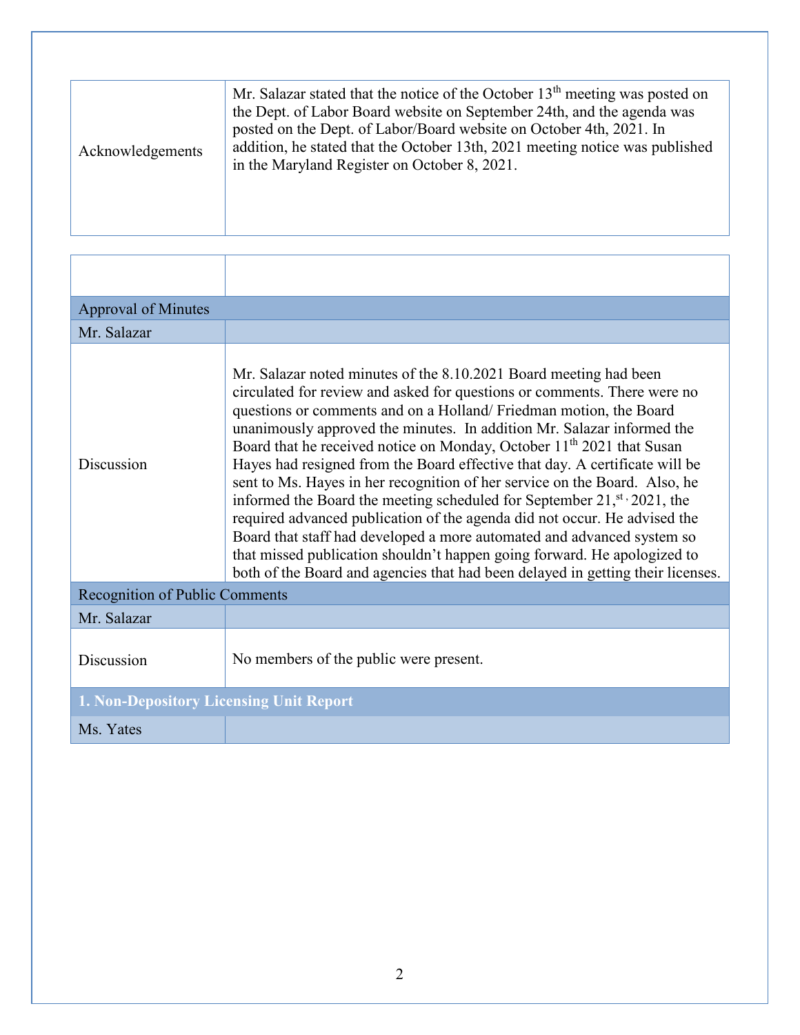| Acknowledgements | Mr. Salazar stated that the notice of the October 13th meeting was posted on the Dept. of Labor Board website on September 24th, and the agenda was posted on the Dept. of Labor/Board website on October 4th, 2021. In addition, he stated that the October 13th, 2021 meeting notice was published in the Maryland Register on October 8, 2021. |
|---|---|

| | |
|---|---|
| **Approval of Minutes** | |
| Mr. Salazar | |
| Discussion | Mr. Salazar noted minutes of the 8.10.2021 Board meeting had been circulated for review and asked for questions or comments. There were no questions or comments and on a Holland/ Friedman motion, the Board unanimously approved the minutes. In addition Mr. Salazar informed the Board that he received notice on Monday, October 11th 2021 that Susan Hayes had resigned from the Board effective that day. A certificate will be sent to Ms. Hayes in her recognition of her service on the Board. Also, he informed the Board the meeting scheduled for September 21,st , 2021, the required advanced publication of the agenda did not occur. He advised the Board that staff had developed a more automated and advanced system so that missed publication shouldn't happen going forward. He apologized to both of the Board and agencies that had been delayed in getting their licenses. |
| **Recognition of Public Comments** | |
| Mr. Salazar | |
| Discussion | No members of the public were present. |
| **1. Non-Depository Licensing Unit Report** | |
| Ms. Yates | |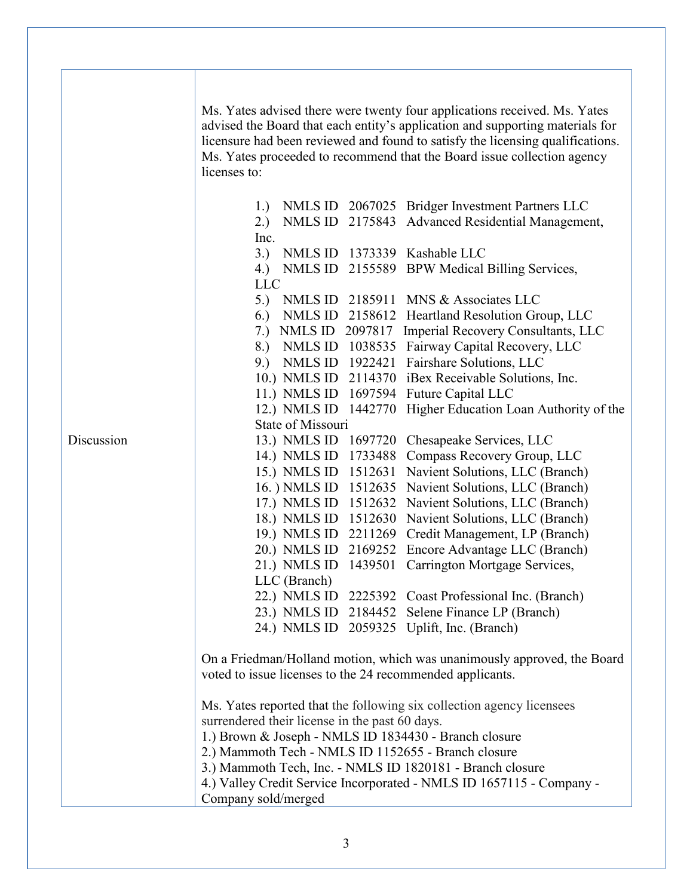| | |
|---|---|
| Discussion | Ms. Yates advised there were twenty four applications received. Ms. Yates advised the Board that each entity's application and supporting materials for licensure had been reviewed and found to satisfy the licensing qualifications. Ms. Yates proceeded to recommend that the Board issue collection agency licenses to:<br><br>1.) NMLS ID 2067025 Bridger Investment Partners LLC<br>2.) NMLS ID 2175843 Advanced Residential Management, Inc.<br>3.) NMLS ID 1373339 Kashable LLC<br>4.) NMLS ID 2155589 BPW Medical Billing Services, LLC<br>5.) NMLS ID 2185911 MNS & Associates LLC<br>6.) NMLS ID 2158612 Heartland Resolution Group, LLC<br>7.) NMLS ID 2097817 Imperial Recovery Consultants, LLC<br>8.) NMLS ID 1038535 Fairway Capital Recovery, LLC<br>9.) NMLS ID 1922421 Fairshare Solutions, LLC<br>10.) NMLS ID 2114370 iBex Receivable Solutions, Inc.<br>11.) NMLS ID 1697594 Future Capital LLC<br>12.) NMLS ID 1442770 Higher Education Loan Authority of the State of Missouri<br>13.) NMLS ID 1697720 Chesapeake Services, LLC<br>14.) NMLS ID 1733488 Compass Recovery Group, LLC<br>15.) NMLS ID 1512631 Navient Solutions, LLC (Branch)<br>16. ) NMLS ID 1512635 Navient Solutions, LLC (Branch)<br>17.) NMLS ID 1512632 Navient Solutions, LLC (Branch)<br>18.) NMLS ID 1512630 Navient Solutions, LLC (Branch)<br>19.) NMLS ID 2211269 Credit Management, LP (Branch)<br>20.) NMLS ID 2169252 Encore Advantage LLC (Branch)<br>21.) NMLS ID 1439501 Carrington Mortgage Services, LLC (Branch)<br>22.) NMLS ID 2225392 Coast Professional Inc. (Branch)<br>23.) NMLS ID 2184452 Selene Finance LP (Branch)<br>24.) NMLS ID 2059325 Uplift, Inc. (Branch)<br><br>On a Friedman/Holland motion, which was unanimously approved, the Board voted to issue licenses to the 24 recommended applicants.<br><br>Ms. Yates reported that the following six collection agency licensees surrendered their license in the past 60 days.<br>1.) Brown & Joseph - NMLS ID 1834430 - Branch closure<br>2.) Mammoth Tech - NMLS ID 1152655 - Branch closure<br>3.) Mammoth Tech, Inc. - NMLS ID 1820181 - Branch closure<br>4.) Valley Credit Service Incorporated - NMLS ID 1657115 - Company - Company sold/merged |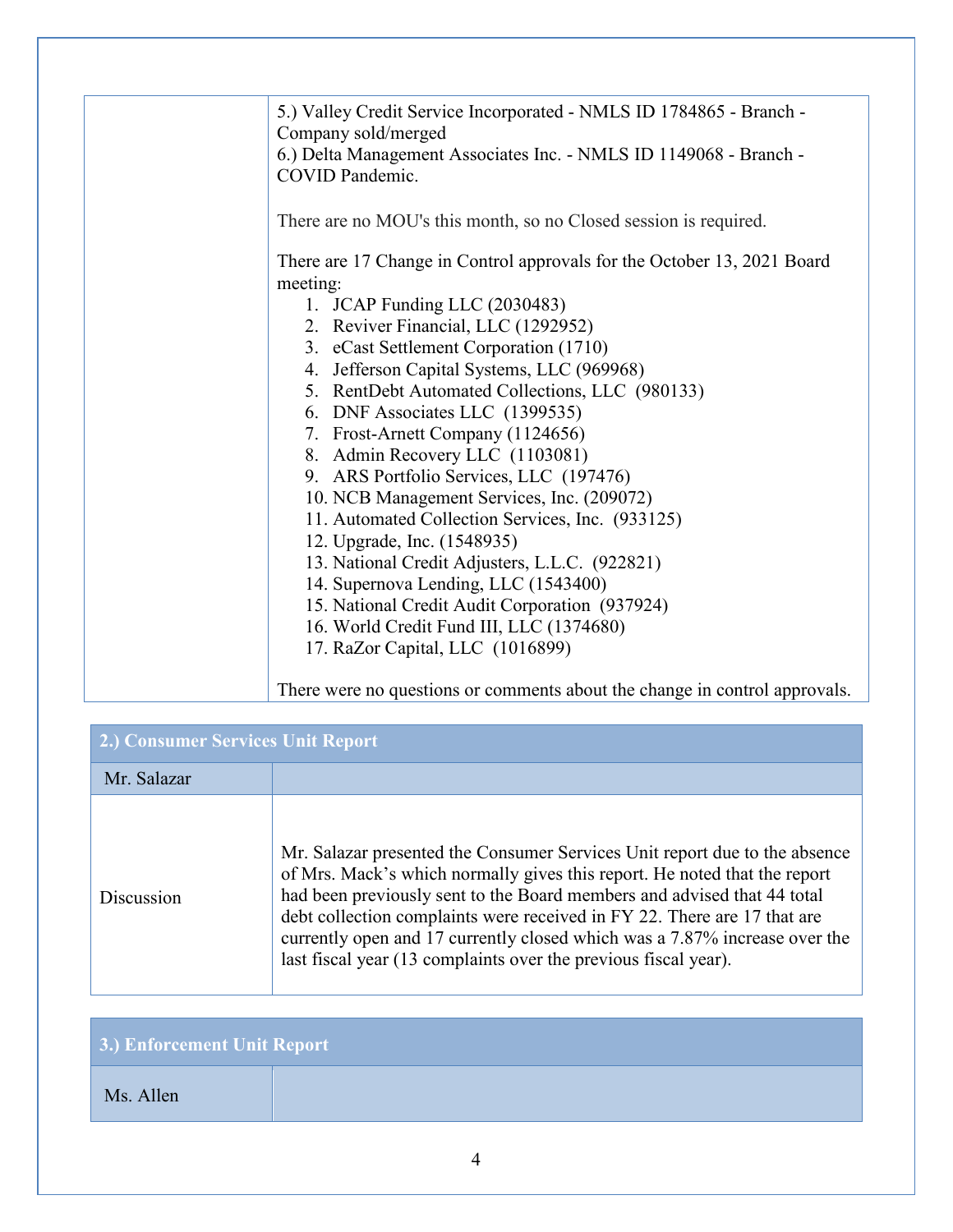| | |
|---|---|
| | 5.) Valley Credit Service Incorporated - NMLS ID 1784865 - Branch - Company sold/merged<br>6.) Delta Management Associates Inc. - NMLS ID 1149068 - Branch - COVID Pandemic.<br><br>There are no MOU's this month, so no Closed session is required.<br><br>There are 17 Change in Control approvals for the October 13, 2021 Board meeting:<br>1. JCAP Funding LLC (2030483)<br>2. Reviver Financial, LLC (1292952)<br>3. eCast Settlement Corporation (1710)<br>4. Jefferson Capital Systems, LLC (969968)<br>5. RentDebt Automated Collections, LLC (980133)<br>6. DNF Associates LLC (1399535)<br>7. Frost-Arnett Company (1124656)<br>8. Admin Recovery LLC (1103081)<br>9. ARS Portfolio Services, LLC (197476)<br>10. NCB Management Services, Inc. (209072)<br>11. Automated Collection Services, Inc. (933125)<br>12. Upgrade, Inc. (1548935)<br>13. National Credit Adjusters, L.L.C. (922821)<br>14. Supernova Lending, LLC (1543400)<br>15. National Credit Audit Corporation (937924)<br>16. World Credit Fund III, LLC (1374680)<br>17. RaZor Capital, LLC (1016899)<br><br>There were no questions or comments about the change in control approvals. |

| **2.) Consumer Services Unit Report** | |
|---|---|
| Mr. Salazar | |
| Discussion | Mr. Salazar presented the Consumer Services Unit report due to the absence of Mrs. Mack's which normally gives this report. He noted that the report had been previously sent to the Board members and advised that 44 total debt collection complaints were received in FY 22. There are 17 that are currently open and 17 currently closed which was a 7.87% increase over the last fiscal year (13 complaints over the previous fiscal year). |

| **3.) Enforcement Unit Report** | |
|---|---|
| Ms. Allen | |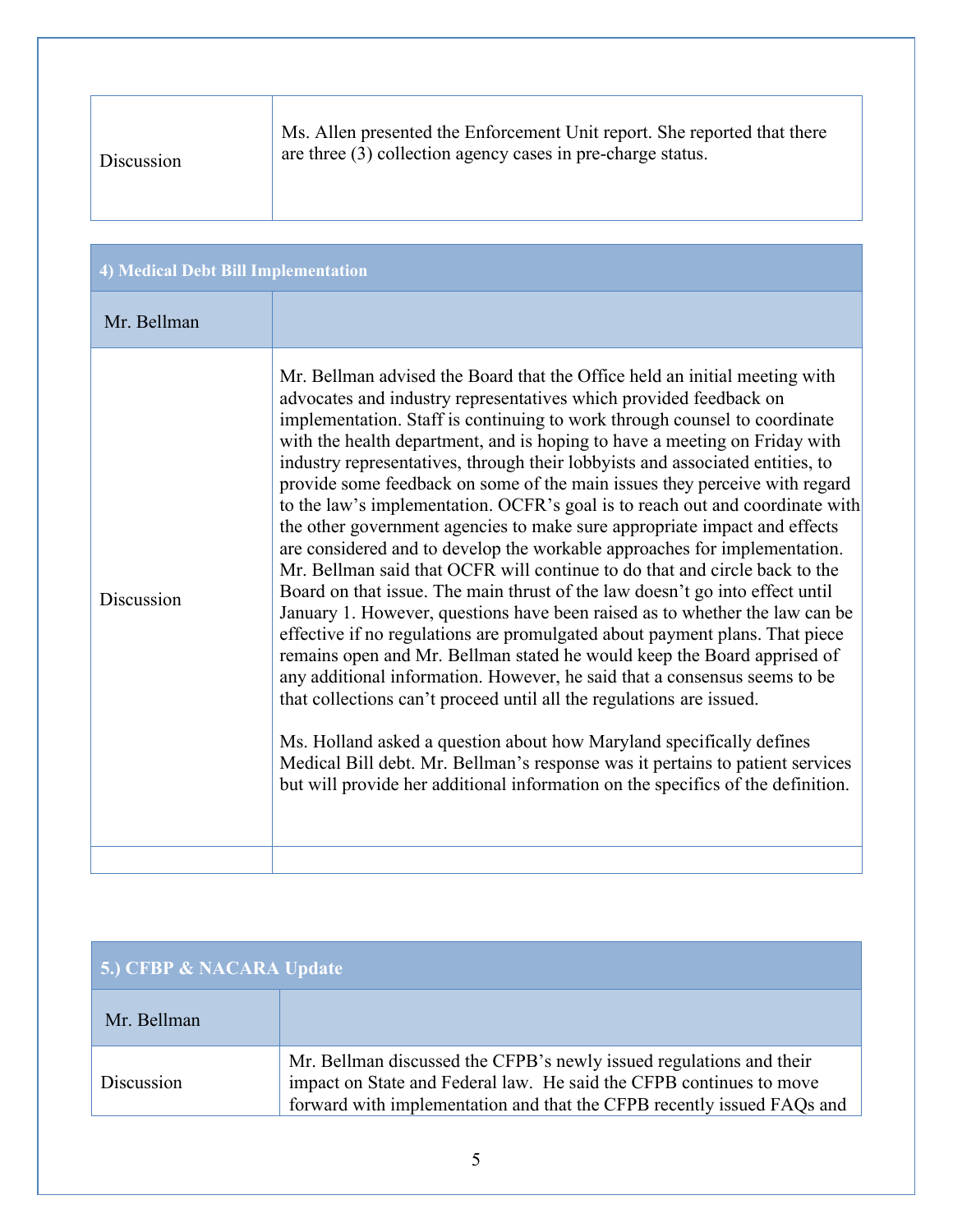| Discussion | Ms. Allen presented the Enforcement Unit report. She reported that there are three (3) collection agency cases in pre-charge status. |
|---|---|

| 4) Medical Debt Bill Implementation | |
|---|---|
| Mr. Bellman | |
| Discussion | Mr. Bellman advised the Board that the Office held an initial meeting with advocates and industry representatives which provided feedback on implementation. Staff is continuing to work through counsel to coordinate with the health department, and is hoping to have a meeting on Friday with industry representatives, through their lobbyists and associated entities, to provide some feedback on some of the main issues they perceive with regard to the law's implementation. OCFR's goal is to reach out and coordinate with the other government agencies to make sure appropriate impact and effects are considered and to develop the workable approaches for implementation. Mr. Bellman said that OCFR will continue to do that and circle back to the Board on that issue. The main thrust of the law doesn't go into effect until January 1. However, questions have been raised as to whether the law can be effective if no regulations are promulgated about payment plans. That piece remains open and Mr. Bellman stated he would keep the Board apprised of any additional information. However, he said that a consensus seems to be that collections can't proceed until all the regulations are issued.<br><br>Ms. Holland asked a question about how Maryland specifically defines Medical Bill debt. Mr. Bellman's response was it pertains to patient services but will provide her additional information on the specifics of the definition. |
| | |

| 5.) CFBP & NACARA Update | |
|---|---|
| Mr. Bellman | |
| Discussion | Mr. Bellman discussed the CFPB's newly issued regulations and their impact on State and Federal law. He said the CFPB continues to move forward with implementation and that the CFPB recently issued FAQs and |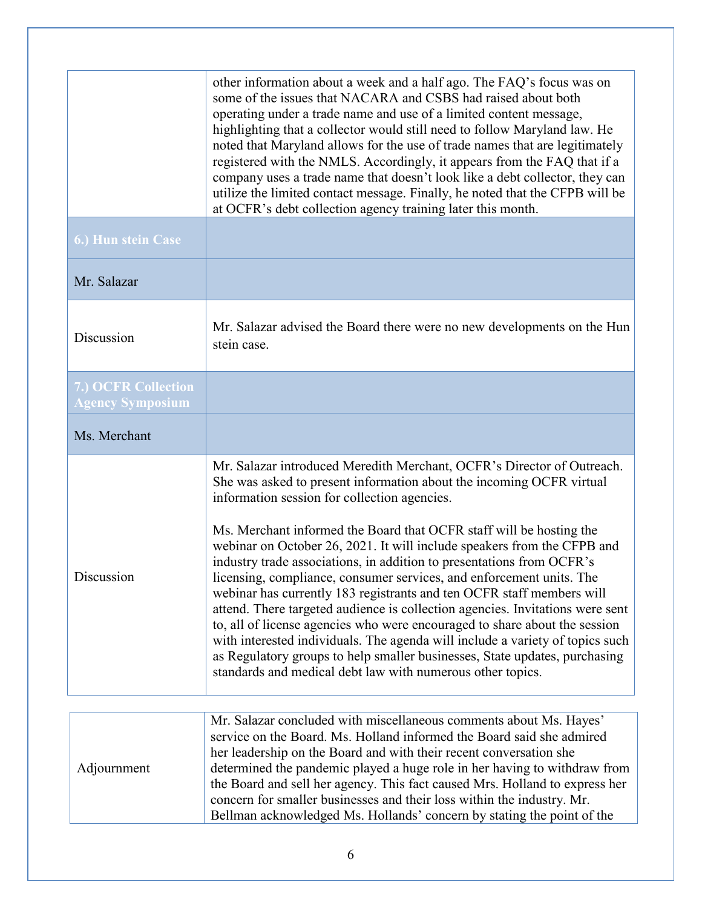|  |  |
|---|---|
|  | other information about a week and a half ago. The FAQ's focus was on some of the issues that NACARA and CSBS had raised about both operating under a trade name and use of a limited content message, highlighting that a collector would still need to follow Maryland law. He noted that Maryland allows for the use of trade names that are legitimately registered with the NMLS. Accordingly, it appears from the FAQ that if a company uses a trade name that doesn't look like a debt collector, they can utilize the limited contact message. Finally, he noted that the CFPB will be at OCFR's debt collection agency training later this month. |
| **6.) Hun stein Case** |  |
| Mr. Salazar |  |
| Discussion | Mr. Salazar advised the Board there were no new developments on the Hun stein case. |
| **7.) OCFR Collection Agency Symposium** |  |
| Ms. Merchant |  |
| Discussion | Mr. Salazar introduced Meredith Merchant, OCFR's Director of Outreach. She was asked to present information about the incoming OCFR virtual information session for collection agencies.<br><br>Ms. Merchant informed the Board that OCFR staff will be hosting the webinar on October 26, 2021. It will include speakers from the CFPB and industry trade associations, in addition to presentations from OCFR's licensing, compliance, consumer services, and enforcement units. The webinar has currently 183 registrants and ten OCFR staff members will attend. There targeted audience is collection agencies. Invitations were sent to, all of license agencies who were encouraged to share about the session with interested individuals. The agenda will include a variety of topics such as Regulatory groups to help smaller businesses, State updates, purchasing standards and medical debt law with numerous other topics. |

|  |  |
|---|---|
| Adjournment | Mr. Salazar concluded with miscellaneous comments about Ms. Hayes' service on the Board. Ms. Holland informed the Board said she admired her leadership on the Board and with their recent conversation she determined the pandemic played a huge role in her having to withdraw from the Board and sell her agency. This fact caused Mrs. Holland to express her concern for smaller businesses and their loss within the industry. Mr. Bellman acknowledged Ms. Hollands' concern by stating the point of the |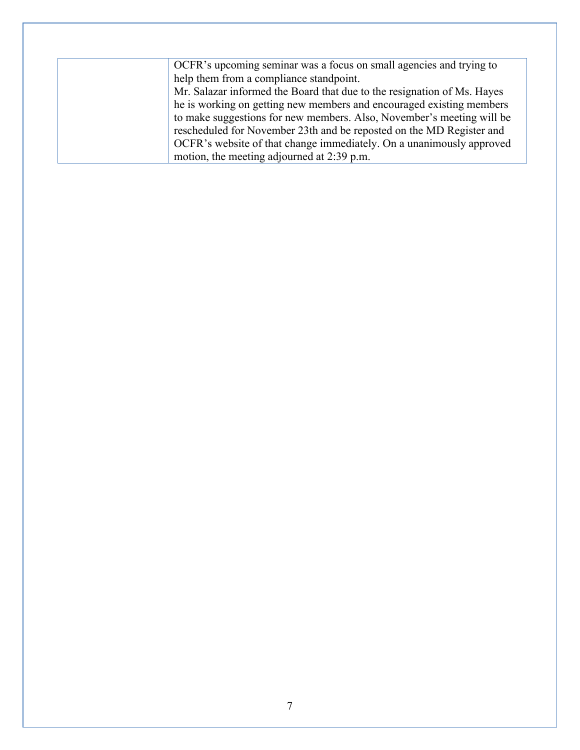| | |
|---|---|
| | OCFR's upcoming seminar was a focus on small agencies and trying to help them from a compliance standpoint.<br>Mr. Salazar informed the Board that due to the resignation of Ms. Hayes he is working on getting new members and encouraged existing members to make suggestions for new members. Also, November's meeting will be rescheduled for November 23th and be reposted on the MD Register and OCFR's website of that change immediately. On a unanimously approved motion, the meeting adjourned at 2:39 p.m. |